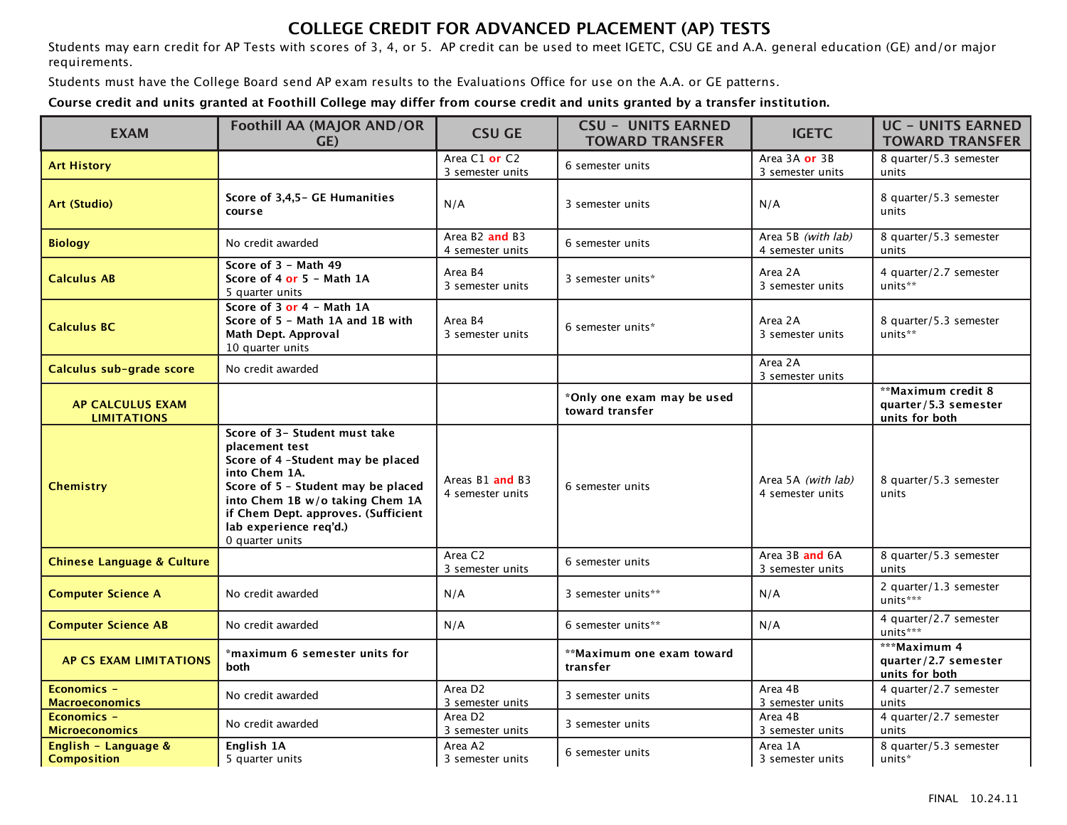# COLLEGE CREDIT FOR ADVANCED PLACEMENT (AP) TESTS

Students may earn credit for AP Tests with scores of 3, 4, or 5. AP credit can be used to meet IGETC, CSU GE and A.A. general education (GE) and/or major requirements.

Students must have the College Board send AP exam results to the Evaluations Office for use on the A.A. or GE patterns.

**Course credit and units granted at Foothill College may differ from course credit and units granted by a transfer institution.**

| EXAM | Foothill AA (MAJOR AND/OR GE) | CSU GE | CSU - UNITS EARNED TOWARD TRANSFER | IGETC | UC - UNITS EARNED TOWARD TRANSFER |
|---|---|---|---|---|---|
| **Art History** | | Area C1 **or** C2<br>3 semester units | 6 semester units | Area 3A **or** 3B<br>3 semester units | 8 quarter/5.3 semester units |
| **Art (Studio)** | **Score of 3,4,5- GE Humanities course** | N/A | 3 semester units | N/A | 8 quarter/5.3 semester units |
| **Biology** | No credit awarded | Area B2 **and** B3<br>4 semester units | 6 semester units | Area 5B *(with lab)*<br>4 semester units | 8 quarter/5.3 semester units |
| **Calculus AB** | **Score of 3 - Math 49**<br>**Score of 4 or 5 - Math 1A**<br>5 quarter units | Area B4<br>3 semester units | 3 semester units* | Area 2A<br>3 semester units | 4 quarter/2.7 semester units** |
| **Calculus BC** | **Score of 3 or 4 - Math 1A**<br>**Score of 5 - Math 1A and 1B with Math Dept. Approval**<br>10 quarter units | Area B4<br>3 semester units | 6 semester units* | Area 2A<br>3 semester units | 8 quarter/5.3 semester units** |
| **Calculus sub-grade score** | No credit awarded | | | Area 2A<br>3 semester units | |
| **AP CALCULUS EXAM LIMITATIONS** | | | ***Only one exam may be used toward transfer** | | ****Maximum credit 8 quarter/5.3 semester units for both** |
| **Chemistry** | **Score of 3- Student must take placement test**<br>**Score of 4 -Student may be placed into Chem 1A.**<br>**Score of 5 - Student may be placed into Chem 1B w/o taking Chem 1A if Chem Dept. approves. (Sufficient lab experience req'd.)**<br>0 quarter units | Areas B1 **and** B3<br>4 semester units | 6 semester units | Area 5A *(with lab)*<br>4 semester units | 8 quarter/5.3 semester units |
| **Chinese Language & Culture** | | Area C2<br>3 semester units | 6 semester units | Area 3B **and** 6A<br>3 semester units | 8 quarter/5.3 semester units |
| **Computer Science A** | No credit awarded | N/A | 3 semester units** | N/A | 2 quarter/1.3 semester units*** |
| **Computer Science AB** | No credit awarded | N/A | 6 semester units** | N/A | 4 quarter/2.7 semester units*** |
| **AP CS EXAM LIMITATIONS** | ***maximum 6 semester units for both** | | ****Maximum one exam toward transfer** | | *****Maximum 4 quarter/2.7 semester units for both** |
| **Economics - Macroeconomics** | No credit awarded | Area D2<br>3 semester units | 3 semester units | Area 4B<br>3 semester units | 4 quarter/2.7 semester units |
| **Economics - Microeconomics** | No credit awarded | Area D2<br>3 semester units | 3 semester units | Area 4B<br>3 semester units | 4 quarter/2.7 semester units |
| **English - Language & Composition** | **English 1A**<br>5 quarter units | Area A2<br>3 semester units | 6 semester units | Area 1A<br>3 semester units | 8 quarter/5.3 semester units* |

FINAL 10.24.11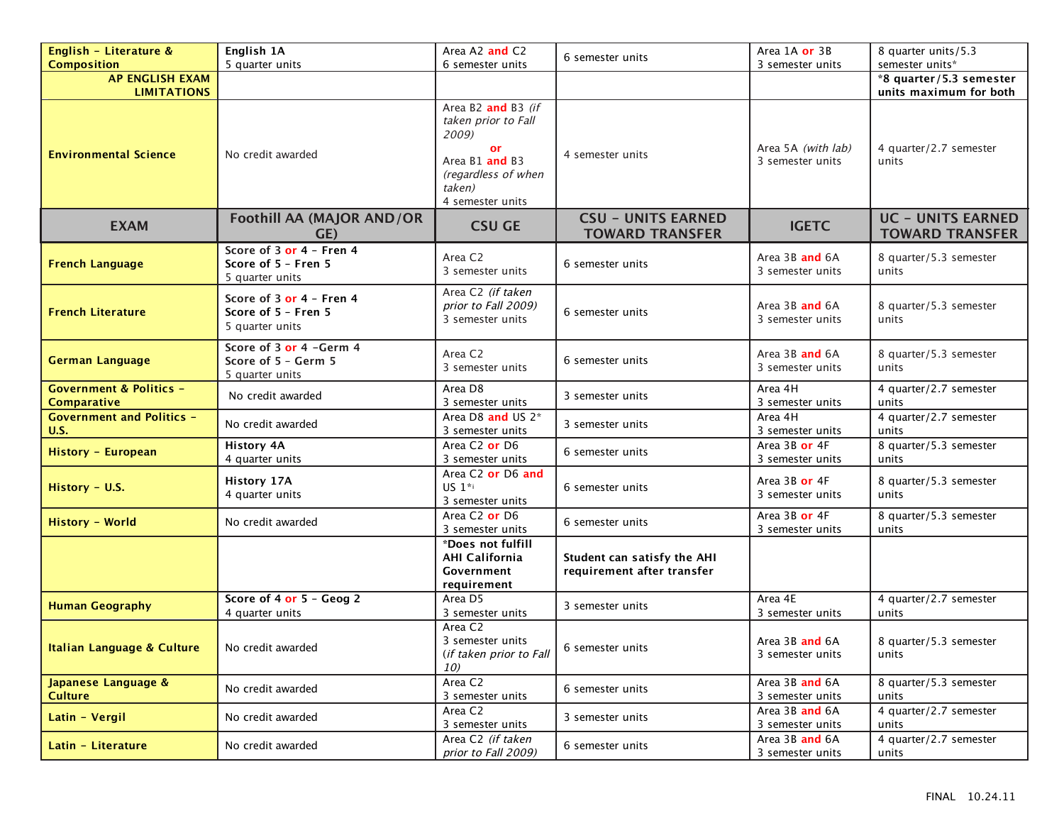| | | | | | |
|---|---|---|---|---|---|
| **English – Literature & Composition** | **English 1A**<br>5 quarter units | Area A2 **and** C2<br>6 semester units | 6 semester units | Area 1A **or** 3B<br>3 semester units | 8 quarter units/5.3 semester units* |
| **AP ENGLISH EXAM LIMITATIONS** | | | | | ***8 quarter/5.3 semester units maximum for both** |
| **Environmental Science** | No credit awarded | Area B2 **and** B3 *(if taken prior to Fall 2009)*<br>**or**<br>Area B1 **and** B3 *(regardless of when taken)*<br>4 semester units | 4 semester units | Area 5A *(with lab)*<br>3 semester units | 4 quarter/2.7 semester units |
| **EXAM** | **Foothill AA (MAJOR AND/OR GE)** | **CSU GE** | **CSU – UNITS EARNED TOWARD TRANSFER** | **IGETC** | **UC – UNITS EARNED TOWARD TRANSFER** |
| **French Language** | **Score of 3 or 4 – Fren 4**<br>**Score of 5 – Fren 5**<br>5 quarter units | Area C2<br>3 semester units | 6 semester units | Area 3B **and** 6A<br>3 semester units | 8 quarter/5.3 semester units |
| **French Literature** | **Score of 3 or 4 – Fren 4**<br>**Score of 5 – Fren 5**<br>5 quarter units | Area C2 *(if taken prior to Fall 2009)*<br>3 semester units | 6 semester units | Area 3B **and** 6A<br>3 semester units | 8 quarter/5.3 semester units |
| **German Language** | **Score of 3 or 4 –Germ 4**<br>**Score of 5 – Germ 5**<br>5 quarter units | Area C2<br>3 semester units | 6 semester units | Area 3B **and** 6A<br>3 semester units | 8 quarter/5.3 semester units |
| **Government & Politics – Comparative** | No credit awarded | Area D8<br>3 semester units | 3 semester units | Area 4H<br>3 semester units | 4 quarter/2.7 semester units |
| **Government and Politics – U.S.** | No credit awarded | Area D8 **and** US 2*<br>3 semester units | 3 semester units | Area 4H<br>3 semester units | 4 quarter/2.7 semester units |
| **History – European** | **History 4A**<br>4 quarter units | Area C2 **or** D6<br>3 semester units | 6 semester units | Area 3B **or** 4F<br>3 semester units | 8 quarter/5.3 semester units |
| **History – U.S.** | **History 17A**<br>4 quarter units | Area C2 **or** D6 **and** US 1*<br>3 semester units | 6 semester units | Area 3B **or** 4F<br>3 semester units | 8 quarter/5.3 semester units |
| **History – World** | No credit awarded | Area C2 **or** D6<br>3 semester units | 6 semester units | Area 3B **or** 4F<br>3 semester units | 8 quarter/5.3 semester units |
| | | ***Does not fulfill AHI California Government requirement** | **Student can satisfy the AHI requirement after transfer** | | |
| **Human Geography** | **Score of 4 or 5 – Geog 2**<br>4 quarter units | Area D5<br>3 semester units | 3 semester units | Area 4E<br>3 semester units | 4 quarter/2.7 semester units |
| **Italian Language & Culture** | No credit awarded | Area C2<br>3 semester units<br>*(if taken prior to Fall 10)* | 6 semester units | Area 3B **and** 6A<br>3 semester units | 8 quarter/5.3 semester units |
| **Japanese Language & Culture** | No credit awarded | Area C2<br>3 semester units | 6 semester units | Area 3B **and** 6A<br>3 semester units | 8 quarter/5.3 semester units |
| **Latin – Vergil** | No credit awarded | Area C2<br>3 semester units | 3 semester units | Area 3B **and** 6A<br>3 semester units | 4 quarter/2.7 semester units |
| **Latin – Literature** | No credit awarded | Area C2 *(if taken prior to Fall 2009)* | 6 semester units | Area 3B **and** 6A<br>3 semester units | 4 quarter/2.7 semester units |

FINAL 10.24.11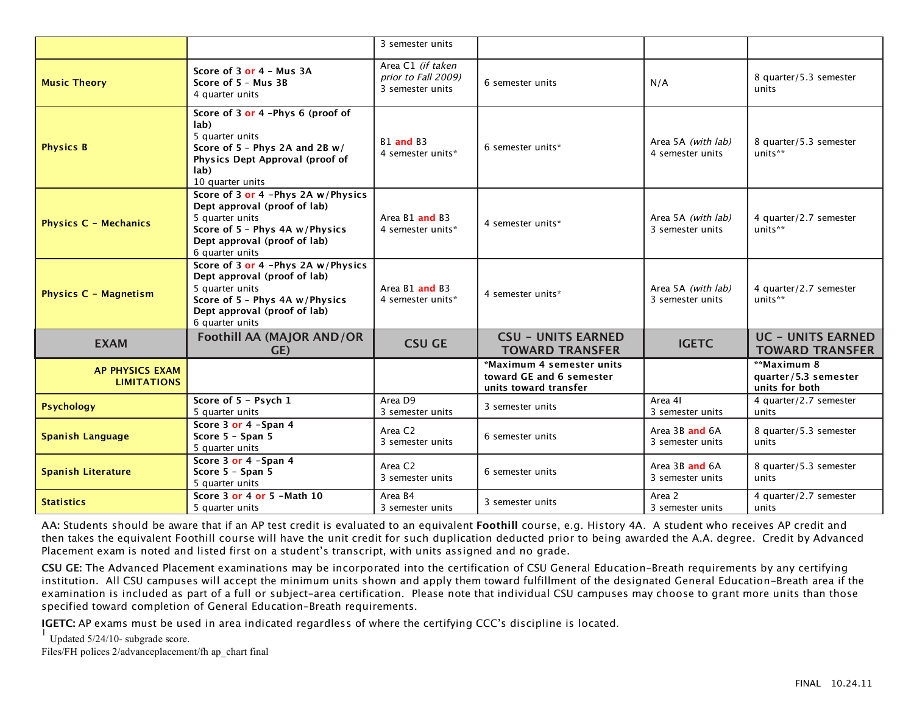| | | 3 semester units | | | |
|---|---|---|---|---|---|
| **Music Theory** | **Score of 3 or 4 – Mus 3A**<br>**Score of 5 – Mus 3B**<br>4 quarter units | Area C1 *(if taken prior to Fall 2009)*<br>3 semester units | 6 semester units | N/A | 8 quarter/5.3 semester units |
| **Physics B** | **Score of 3 or 4 –Phys 6 (proof of lab)**<br>5 quarter units<br>**Score of 5 – Phys 2A and 2B w/ Physics Dept Approval (proof of lab)**<br>10 quarter units | B1 **and** B3<br>4 semester units* | 6 semester units* | Area 5A *(with lab)*<br>4 semester units | 8 quarter/5.3 semester units** |
| **Physics C – Mechanics** | **Score of 3 or 4 –Phys 2A w/Physics Dept approval (proof of lab)**<br>5 quarter units<br>**Score of 5 – Phys 4A w/Physics Dept approval (proof of lab)**<br>6 quarter units | Area B1 **and** B3<br>4 semester units* | 4 semester units* | Area 5A *(with lab)*<br>3 semester units | 4 quarter/2.7 semester units** |
| **Physics C – Magnetism** | **Score of 3 or 4 –Phys 2A w/Physics Dept approval (proof of lab)**<br>5 quarter units<br>**Score of 5 – Phys 4A w/Physics Dept approval (proof of lab)**<br>6 quarter units | Area B1 **and** B3<br>4 semester units* | 4 semester units* | Area 5A *(with lab)*<br>3 semester units | 4 quarter/2.7 semester units** |
| **EXAM** | **Foothill AA (MAJOR AND/OR GE)** | **CSU GE** | **CSU – UNITS EARNED TOWARD TRANSFER** | **IGETC** | **UC – UNITS EARNED TOWARD TRANSFER** |
| **AP PHYSICS EXAM LIMITATIONS** | | | **\*Maximum 4 semester units toward GE and 6 semester units toward transfer** | | **\*\*Maximum 8 quarter/5.3 semester units for both** |
| **Psychology** | **Score of 5 – Psych 1**<br>5 quarter units | Area D9<br>3 semester units | 3 semester units | Area 4I<br>3 semester units | 4 quarter/2.7 semester units |
| **Spanish Language** | **Score 3 or 4 –Span 4**<br>**Score 5 – Span 5**<br>5 quarter units | Area C2<br>3 semester units | 6 semester units | Area 3B **and** 6A<br>3 semester units | 8 quarter/5.3 semester units |
| **Spanish Literature** | **Score 3 or 4 –Span 4**<br>**Score 5 – Span 5**<br>5 quarter units | Area C2<br>3 semester units | 6 semester units | Area 3B **and** 6A<br>3 semester units | 8 quarter/5.3 semester units |
| **Statistics** | **Score 3 or 4 or 5 –Math 10**<br>5 quarter units | Area B4<br>3 semester units | 3 semester units | Area 2<br>3 semester units | 4 quarter/2.7 semester units |

**AA:** Students should be aware that if an AP test credit is evaluated to an equivalent **Foothill** course, e.g. History 4A. A student who receives AP credit and then takes the equivalent Foothill course will have the unit credit for such duplication deducted prior to being awarded the A.A. degree. Credit by Advanced Placement exam is noted and listed first on a student's transcript, with units assigned and no grade.

**CSU GE:** The Advanced Placement examinations may be incorporated into the certification of CSU General Education-Breath requirements by any certifying institution. All CSU campuses will accept the minimum units shown and apply them toward fulfillment of the designated General Education-Breath area if the examination is included as part of a full or subject-area certification. Please note that individual CSU campuses may choose to grant more units than those specified toward completion of General Education-Breath requirements.

**IGETC:** AP exams must be used in area indicated regardless of where the certifying CCC's discipline is located.

[1] Updated 5/24/10- subgrade score.

Files/FH polices 2/advanceplacement/fh ap_chart final

FINAL 10.24.11